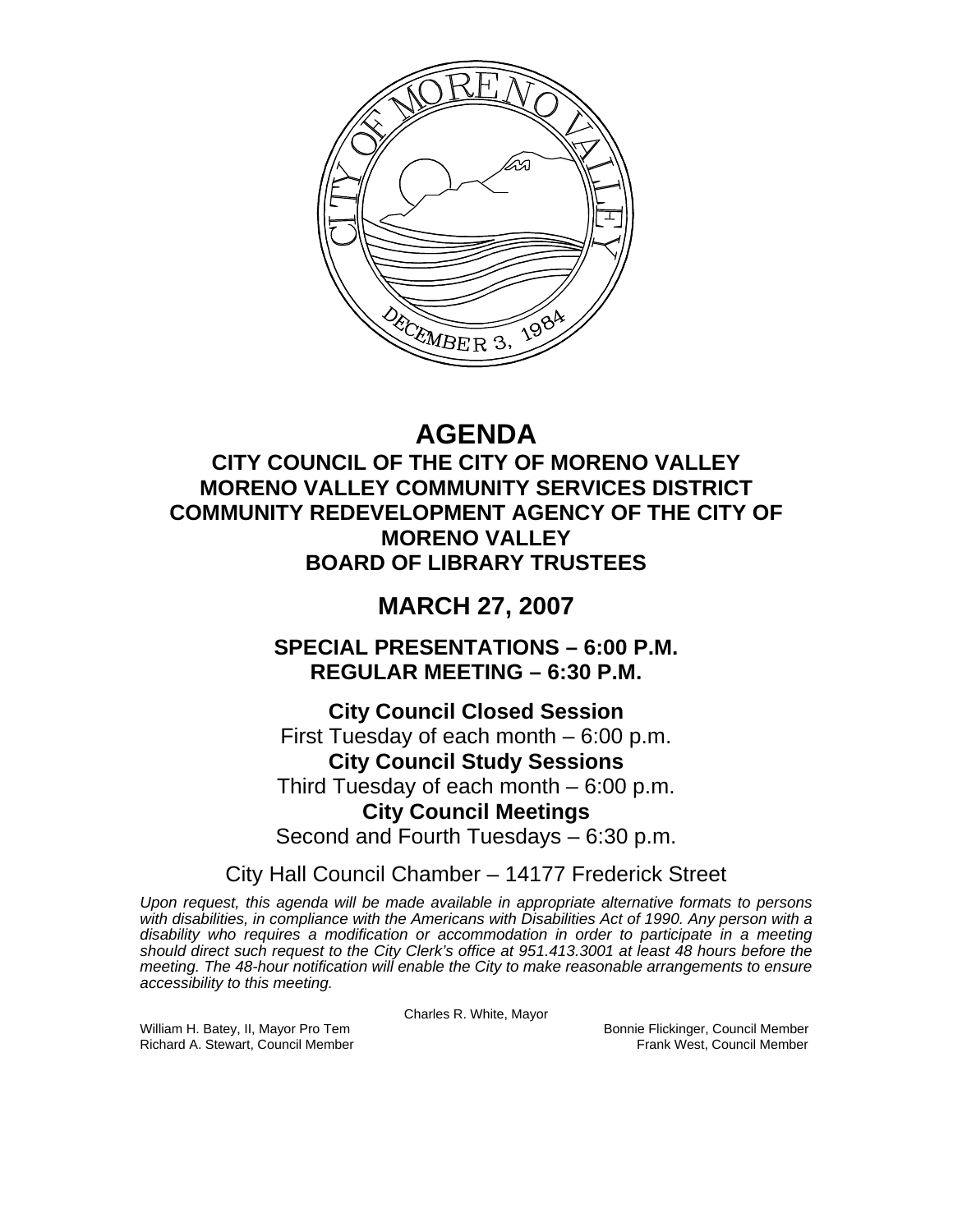# AGENDA

## CITY COUNCIL OF THE CITY OF MORENO VALLEY
## MORENO VALLEY COMMUNITY SERVICES DISTRICT
## COMMUNITY REDEVELOPMENT AGENCY OF THE CITY OF MORENO VALLEY
## BOARD OF LIBRARY TRUSTEES

## MARCH 27, 2007

### SPECIAL PRESENTATIONS – 6:00 P.M.
### REGULAR MEETING – 6:30 P.M.

**City Council Closed Session**
First Tuesday of each month – 6:00 p.m.

**City Council Study Sessions**
Third Tuesday of each month – 6:00 p.m.

**City Council Meetings**
Second and Fourth Tuesdays – 6:30 p.m.

City Hall Council Chamber – 14177 Frederick Street

*Upon request, this agenda will be made available in appropriate alternative formats to persons with disabilities, in compliance with the Americans with Disabilities Act of 1990. Any person with a disability who requires a modification or accommodation in order to participate in a meeting should direct such request to the City Clerk's office at 951.413.3001 at least 48 hours before the meeting. The 48-hour notification will enable the City to make reasonable arrangements to ensure accessibility to this meeting.*

Charles R. White, Mayor

William H. Batey, II, Mayor Pro Tem
Bonnie Flickinger, Council Member
Richard A. Stewart, Council Member
Frank West, Council Member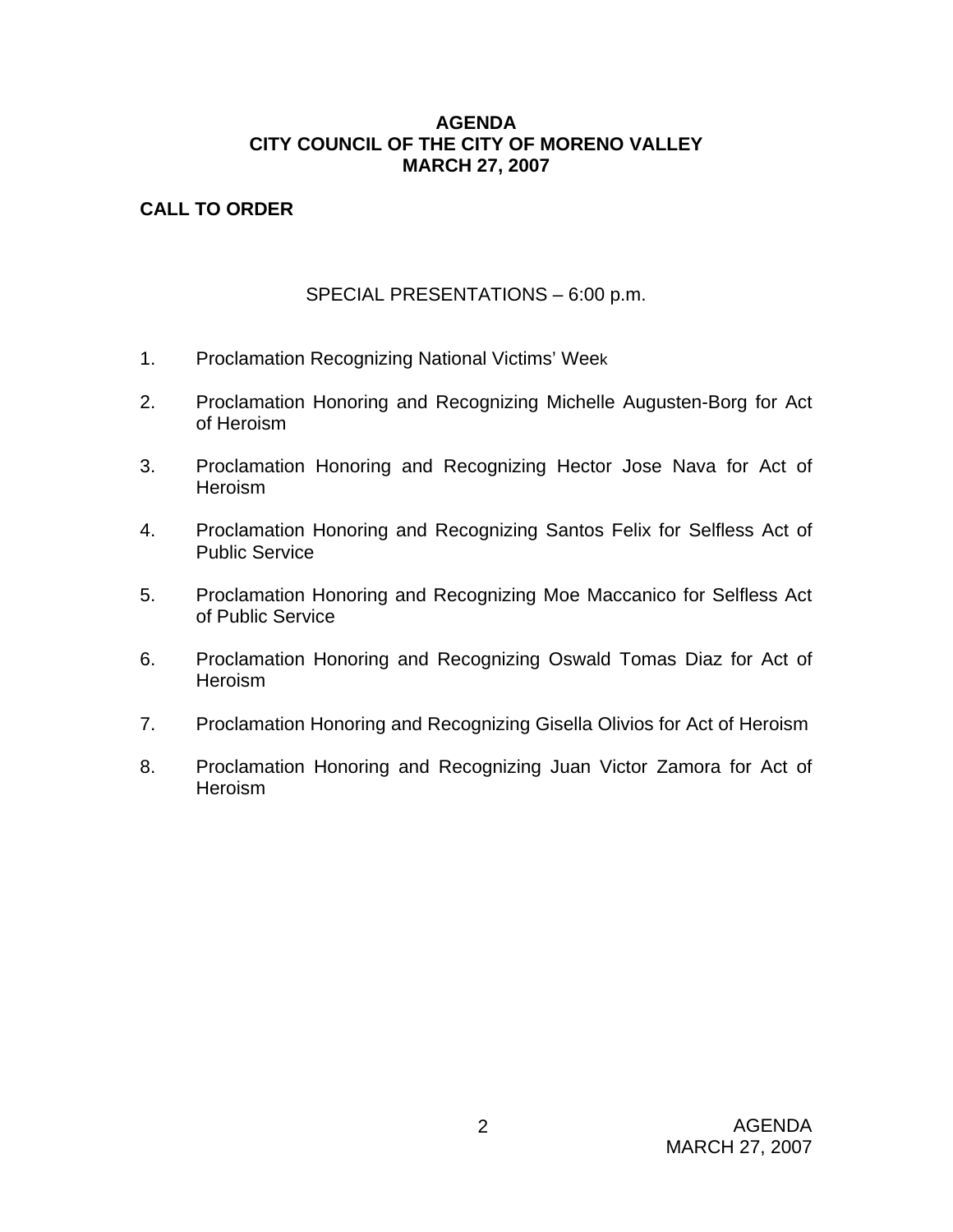**AGENDA**
**CITY COUNCIL OF THE CITY OF MORENO VALLEY**
**MARCH 27, 2007**

**CALL TO ORDER**

SPECIAL PRESENTATIONS – 6:00 p.m.

1. Proclamation Recognizing National Victims' Week

2. Proclamation Honoring and Recognizing Michelle Augusten-Borg for Act of Heroism

3. Proclamation Honoring and Recognizing Hector Jose Nava for Act of Heroism

4. Proclamation Honoring and Recognizing Santos Felix for Selfless Act of Public Service

5. Proclamation Honoring and Recognizing Moe Maccanico for Selfless Act of Public Service

6. Proclamation Honoring and Recognizing Oswald Tomas Diaz for Act of Heroism

7. Proclamation Honoring and Recognizing Gisella Olivios for Act of Heroism

8. Proclamation Honoring and Recognizing Juan Victor Zamora for Act of Heroism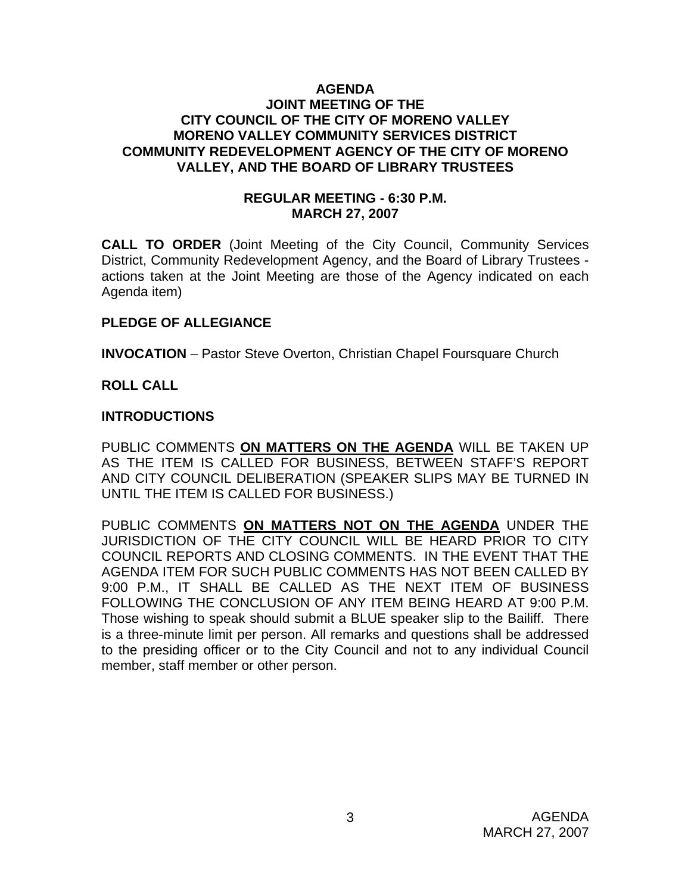# AGENDA
## JOINT MEETING OF THE CITY COUNCIL OF THE CITY OF MORENO VALLEY MORENO VALLEY COMMUNITY SERVICES DISTRICT COMMUNITY REDEVELOPMENT AGENCY OF THE CITY OF MORENO VALLEY, AND THE BOARD OF LIBRARY TRUSTEES

**REGULAR MEETING - 6:30 P.M.**
**MARCH 27, 2007**

**CALL TO ORDER** (Joint Meeting of the City Council, Community Services District, Community Redevelopment Agency, and the Board of Library Trustees - actions taken at the Joint Meeting are those of the Agency indicated on each Agenda item)

**PLEDGE OF ALLEGIANCE**

**INVOCATION** – Pastor Steve Overton, Christian Chapel Foursquare Church

**ROLL CALL**

**INTRODUCTIONS**

PUBLIC COMMENTS **ON MATTERS ON THE AGENDA** WILL BE TAKEN UP AS THE ITEM IS CALLED FOR BUSINESS, BETWEEN STAFF'S REPORT AND CITY COUNCIL DELIBERATION (SPEAKER SLIPS MAY BE TURNED IN UNTIL THE ITEM IS CALLED FOR BUSINESS.)

PUBLIC COMMENTS **ON MATTERS NOT ON THE AGENDA** UNDER THE JURISDICTION OF THE CITY COUNCIL WILL BE HEARD PRIOR TO CITY COUNCIL REPORTS AND CLOSING COMMENTS. IN THE EVENT THAT THE AGENDA ITEM FOR SUCH PUBLIC COMMENTS HAS NOT BEEN CALLED BY 9:00 P.M., IT SHALL BE CALLED AS THE NEXT ITEM OF BUSINESS FOLLOWING THE CONCLUSION OF ANY ITEM BEING HEARD AT 9:00 P.M. Those wishing to speak should submit a BLUE speaker slip to the Bailiff. There is a three-minute limit per person. All remarks and questions shall be addressed to the presiding officer or to the City Council and not to any individual Council member, staff member or other person.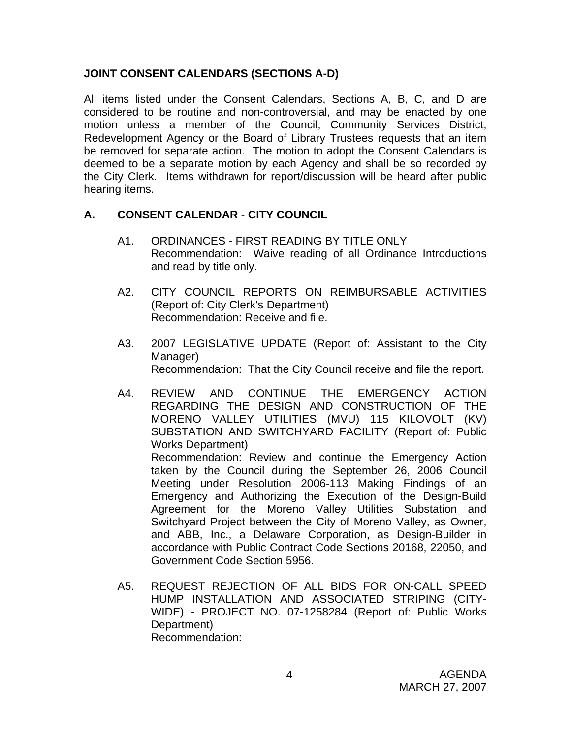**JOINT CONSENT CALENDARS (SECTIONS A-D)**

All items listed under the Consent Calendars, Sections A, B, C, and D are considered to be routine and non-controversial, and may be enacted by one motion unless a member of the Council, Community Services District, Redevelopment Agency or the Board of Library Trustees requests that an item be removed for separate action. The motion to adopt the Consent Calendars is deemed to be a separate motion by each Agency and shall be so recorded by the City Clerk. Items withdrawn for report/discussion will be heard after public hearing items.

## A. CONSENT CALENDAR - CITY COUNCIL

A1. ORDINANCES - FIRST READING BY TITLE ONLY
Recommendation: Waive reading of all Ordinance Introductions and read by title only.

A2. CITY COUNCIL REPORTS ON REIMBURSABLE ACTIVITIES (Report of: City Clerk's Department)
Recommendation: Receive and file.

A3. 2007 LEGISLATIVE UPDATE (Report of: Assistant to the City Manager)
Recommendation: That the City Council receive and file the report.

A4. REVIEW AND CONTINUE THE EMERGENCY ACTION REGARDING THE DESIGN AND CONSTRUCTION OF THE MORENO VALLEY UTILITIES (MVU) 115 KILOVOLT (KV) SUBSTATION AND SWITCHYARD FACILITY (Report of: Public Works Department)
Recommendation: Review and continue the Emergency Action taken by the Council during the September 26, 2006 Council Meeting under Resolution 2006-113 Making Findings of an Emergency and Authorizing the Execution of the Design-Build Agreement for the Moreno Valley Utilities Substation and Switchyard Project between the City of Moreno Valley, as Owner, and ABB, Inc., a Delaware Corporation, as Design-Builder in accordance with Public Contract Code Sections 20168, 22050, and Government Code Section 5956.

A5. REQUEST REJECTION OF ALL BIDS FOR ON-CALL SPEED HUMP INSTALLATION AND ASSOCIATED STRIPING (CITY-WIDE) - PROJECT NO. 07-1258284 (Report of: Public Works Department)
Recommendation: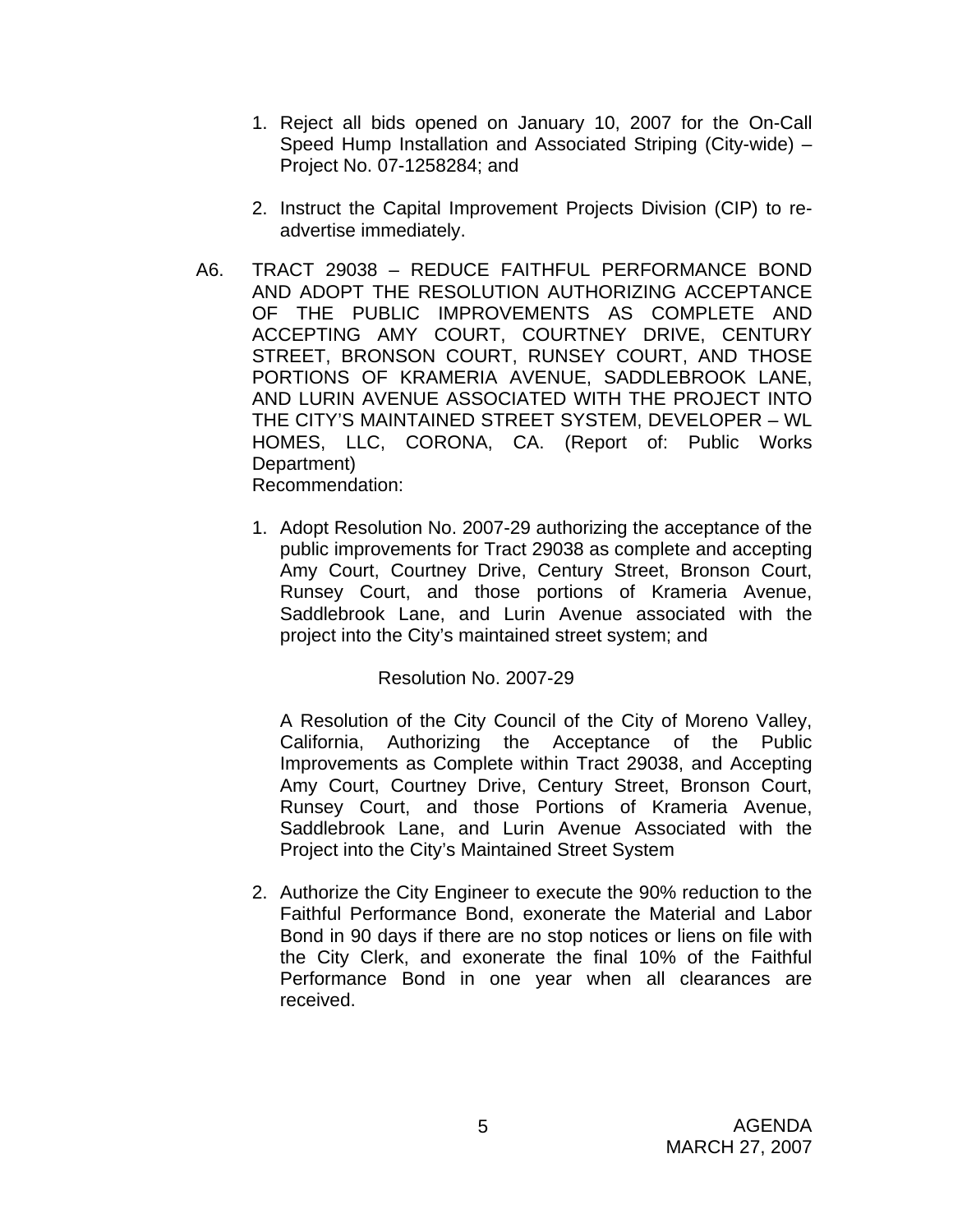1. Reject all bids opened on January 10, 2007 for the On-Call Speed Hump Installation and Associated Striping (City-wide) – Project No. 07-1258284; and

2. Instruct the Capital Improvement Projects Division (CIP) to re-advertise immediately.

A6. TRACT 29038 – REDUCE FAITHFUL PERFORMANCE BOND AND ADOPT THE RESOLUTION AUTHORIZING ACCEPTANCE OF THE PUBLIC IMPROVEMENTS AS COMPLETE AND ACCEPTING AMY COURT, COURTNEY DRIVE, CENTURY STREET, BRONSON COURT, RUNSEY COURT, AND THOSE PORTIONS OF KRAMERIA AVENUE, SADDLEBROOK LANE, AND LURIN AVENUE ASSOCIATED WITH THE PROJECT INTO THE CITY'S MAINTAINED STREET SYSTEM, DEVELOPER – WL HOMES, LLC, CORONA, CA. (Report of: Public Works Department)
Recommendation:

1. Adopt Resolution No. 2007-29 authorizing the acceptance of the public improvements for Tract 29038 as complete and accepting Amy Court, Courtney Drive, Century Street, Bronson Court, Runsey Court, and those portions of Krameria Avenue, Saddlebrook Lane, and Lurin Avenue associated with the project into the City's maintained street system; and

   Resolution No. 2007-29

   A Resolution of the City Council of the City of Moreno Valley, California, Authorizing the Acceptance of the Public Improvements as Complete within Tract 29038, and Accepting Amy Court, Courtney Drive, Century Street, Bronson Court, Runsey Court, and those Portions of Krameria Avenue, Saddlebrook Lane, and Lurin Avenue Associated with the Project into the City's Maintained Street System

2. Authorize the City Engineer to execute the 90% reduction to the Faithful Performance Bond, exonerate the Material and Labor Bond in 90 days if there are no stop notices or liens on file with the City Clerk, and exonerate the final 10% of the Faithful Performance Bond in one year when all clearances are received.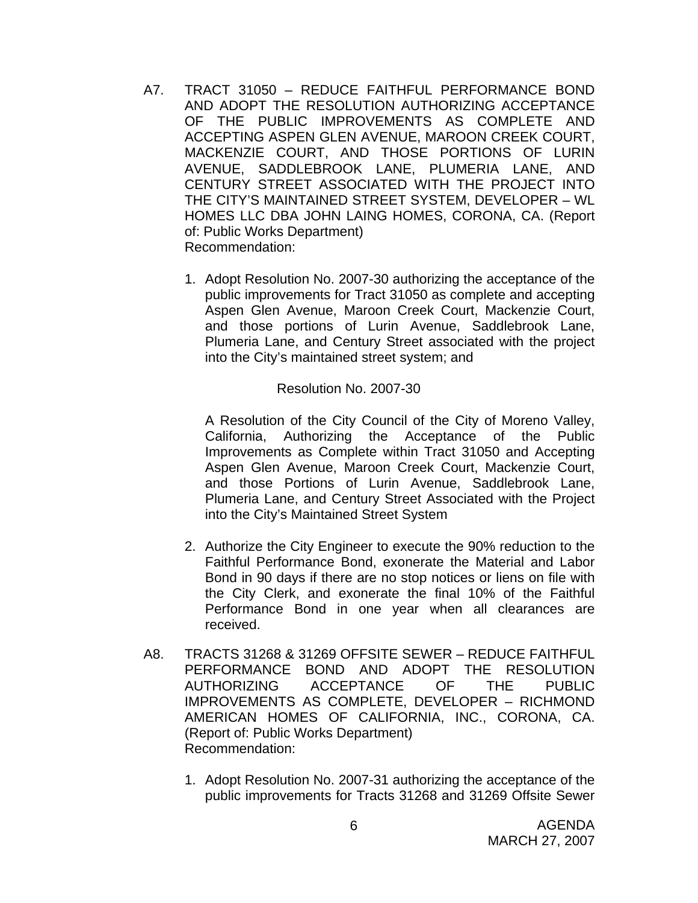A7. TRACT 31050 – REDUCE FAITHFUL PERFORMANCE BOND AND ADOPT THE RESOLUTION AUTHORIZING ACCEPTANCE OF THE PUBLIC IMPROVEMENTS AS COMPLETE AND ACCEPTING ASPEN GLEN AVENUE, MAROON CREEK COURT, MACKENZIE COURT, AND THOSE PORTIONS OF LURIN AVENUE, SADDLEBROOK LANE, PLUMERIA LANE, AND CENTURY STREET ASSOCIATED WITH THE PROJECT INTO THE CITY'S MAINTAINED STREET SYSTEM, DEVELOPER – WL HOMES LLC DBA JOHN LAING HOMES, CORONA, CA. (Report of: Public Works Department)
Recommendation:

1. Adopt Resolution No. 2007-30 authorizing the acceptance of the public improvements for Tract 31050 as complete and accepting Aspen Glen Avenue, Maroon Creek Court, Mackenzie Court, and those portions of Lurin Avenue, Saddlebrook Lane, Plumeria Lane, and Century Street associated with the project into the City's maintained street system; and

   Resolution No. 2007-30

   A Resolution of the City Council of the City of Moreno Valley, California, Authorizing the Acceptance of the Public Improvements as Complete within Tract 31050 and Accepting Aspen Glen Avenue, Maroon Creek Court, Mackenzie Court, and those Portions of Lurin Avenue, Saddlebrook Lane, Plumeria Lane, and Century Street Associated with the Project into the City's Maintained Street System

2. Authorize the City Engineer to execute the 90% reduction to the Faithful Performance Bond, exonerate the Material and Labor Bond in 90 days if there are no stop notices or liens on file with the City Clerk, and exonerate the final 10% of the Faithful Performance Bond in one year when all clearances are received.

A8. TRACTS 31268 & 31269 OFFSITE SEWER – REDUCE FAITHFUL PERFORMANCE BOND AND ADOPT THE RESOLUTION AUTHORIZING ACCEPTANCE OF THE PUBLIC IMPROVEMENTS AS COMPLETE, DEVELOPER – RICHMOND AMERICAN HOMES OF CALIFORNIA, INC., CORONA, CA. (Report of: Public Works Department)
Recommendation:

1. Adopt Resolution No. 2007-31 authorizing the acceptance of the public improvements for Tracts 31268 and 31269 Offsite Sewer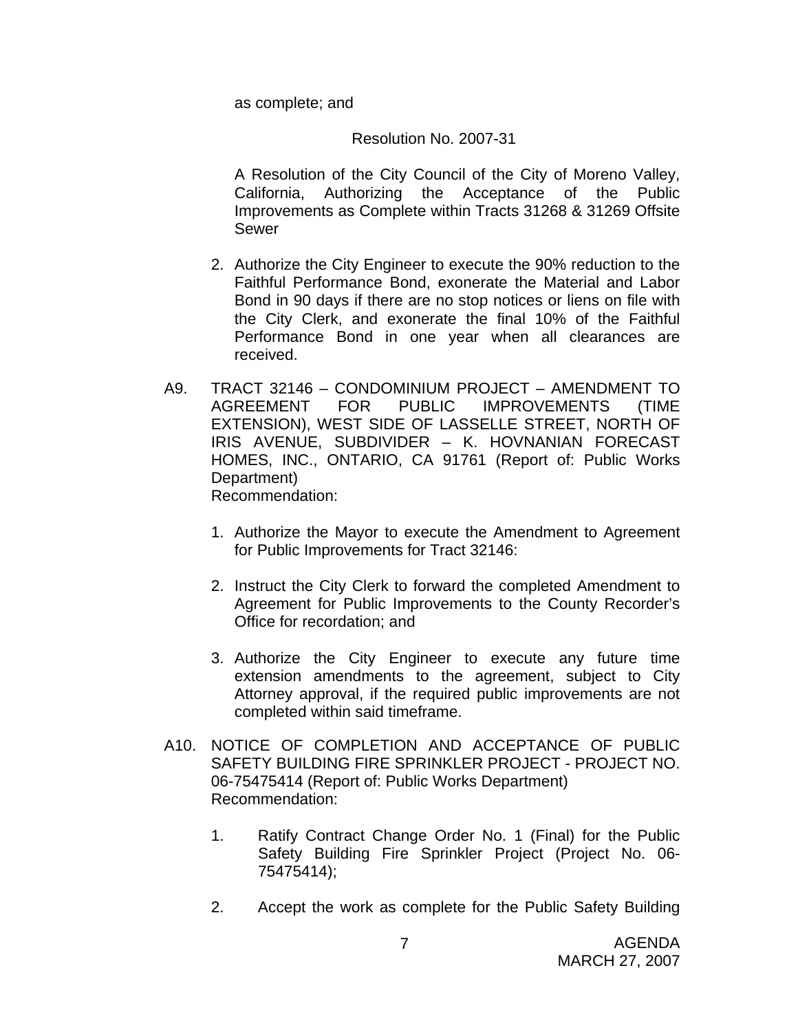as complete; and

Resolution No. 2007-31

A Resolution of the City Council of the City of Moreno Valley, California, Authorizing the Acceptance of the Public Improvements as Complete within Tracts 31268 & 31269 Offsite Sewer

2. Authorize the City Engineer to execute the 90% reduction to the Faithful Performance Bond, exonerate the Material and Labor Bond in 90 days if there are no stop notices or liens on file with the City Clerk, and exonerate the final 10% of the Faithful Performance Bond in one year when all clearances are received.

A9. TRACT 32146 – CONDOMINIUM PROJECT – AMENDMENT TO AGREEMENT FOR PUBLIC IMPROVEMENTS (TIME EXTENSION), WEST SIDE OF LASSELLE STREET, NORTH OF IRIS AVENUE, SUBDIVIDER – K. HOVNANIAN FORECAST HOMES, INC., ONTARIO, CA 91761 (Report of: Public Works Department)
Recommendation:

1. Authorize the Mayor to execute the Amendment to Agreement for Public Improvements for Tract 32146:

2. Instruct the City Clerk to forward the completed Amendment to Agreement for Public Improvements to the County Recorder's Office for recordation; and

3. Authorize the City Engineer to execute any future time extension amendments to the agreement, subject to City Attorney approval, if the required public improvements are not completed within said timeframe.

A10. NOTICE OF COMPLETION AND ACCEPTANCE OF PUBLIC SAFETY BUILDING FIRE SPRINKLER PROJECT - PROJECT NO. 06-75475414 (Report of: Public Works Department)
Recommendation:

1. Ratify Contract Change Order No. 1 (Final) for the Public Safety Building Fire Sprinkler Project (Project No. 06-75475414);

2. Accept the work as complete for the Public Safety Building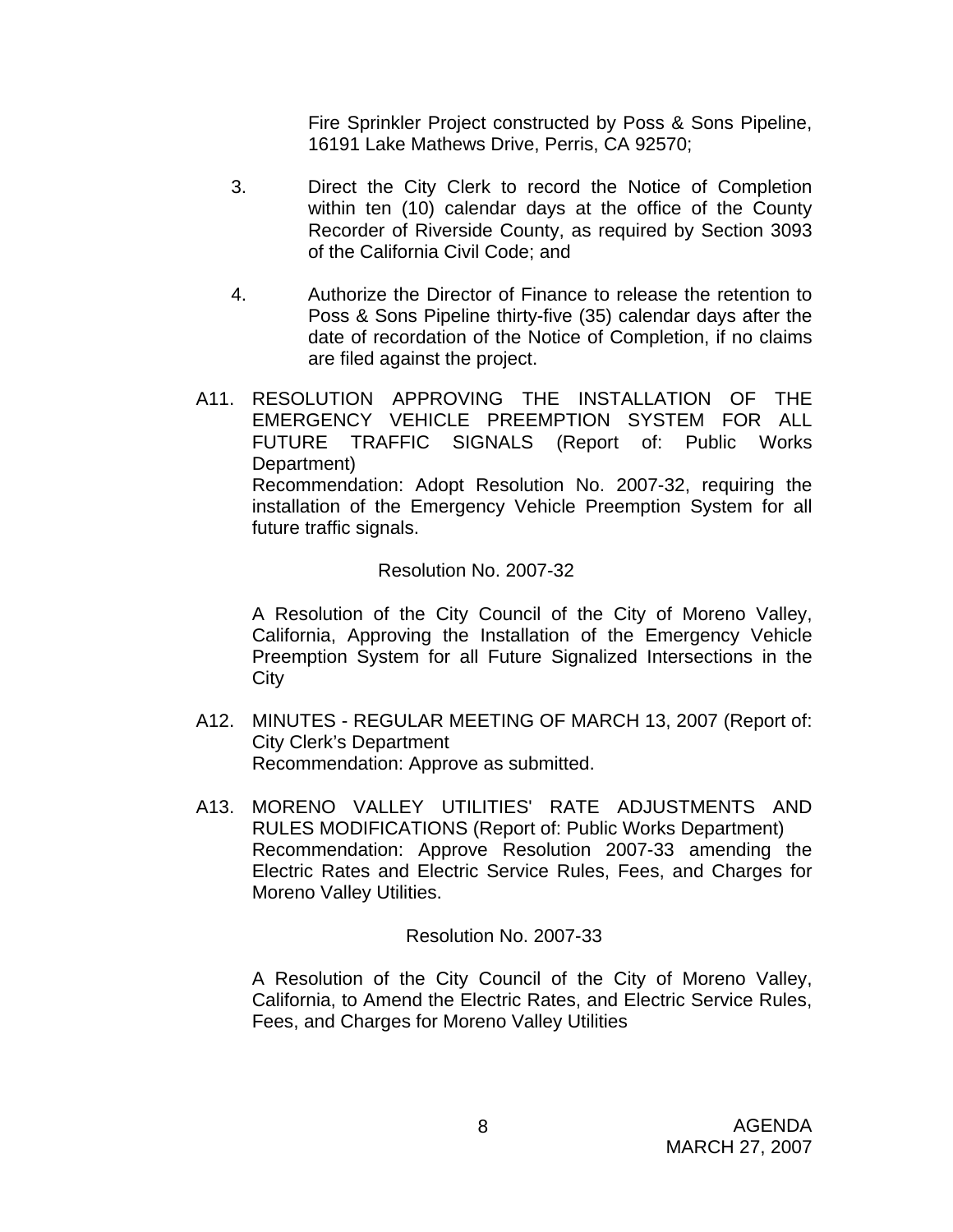Fire Sprinkler Project constructed by Poss & Sons Pipeline, 16191 Lake Mathews Drive, Perris, CA 92570;

3. Direct the City Clerk to record the Notice of Completion within ten (10) calendar days at the office of the County Recorder of Riverside County, as required by Section 3093 of the California Civil Code; and

4. Authorize the Director of Finance to release the retention to Poss & Sons Pipeline thirty-five (35) calendar days after the date of recordation of the Notice of Completion, if no claims are filed against the project.

A11. RESOLUTION APPROVING THE INSTALLATION OF THE EMERGENCY VEHICLE PREEMPTION SYSTEM FOR ALL FUTURE TRAFFIC SIGNALS (Report of: Public Works Department)
Recommendation: Adopt Resolution No. 2007-32, requiring the installation of the Emergency Vehicle Preemption System for all future traffic signals.

Resolution No. 2007-32

A Resolution of the City Council of the City of Moreno Valley, California, Approving the Installation of the Emergency Vehicle Preemption System for all Future Signalized Intersections in the City

A12. MINUTES - REGULAR MEETING OF MARCH 13, 2007 (Report of: City Clerk's Department
Recommendation: Approve as submitted.

A13. MORENO VALLEY UTILITIES' RATE ADJUSTMENTS AND RULES MODIFICATIONS (Report of: Public Works Department)
Recommendation: Approve Resolution 2007-33 amending the Electric Rates and Electric Service Rules, Fees, and Charges for Moreno Valley Utilities.

Resolution No. 2007-33

A Resolution of the City Council of the City of Moreno Valley, California, to Amend the Electric Rates, and Electric Service Rules, Fees, and Charges for Moreno Valley Utilities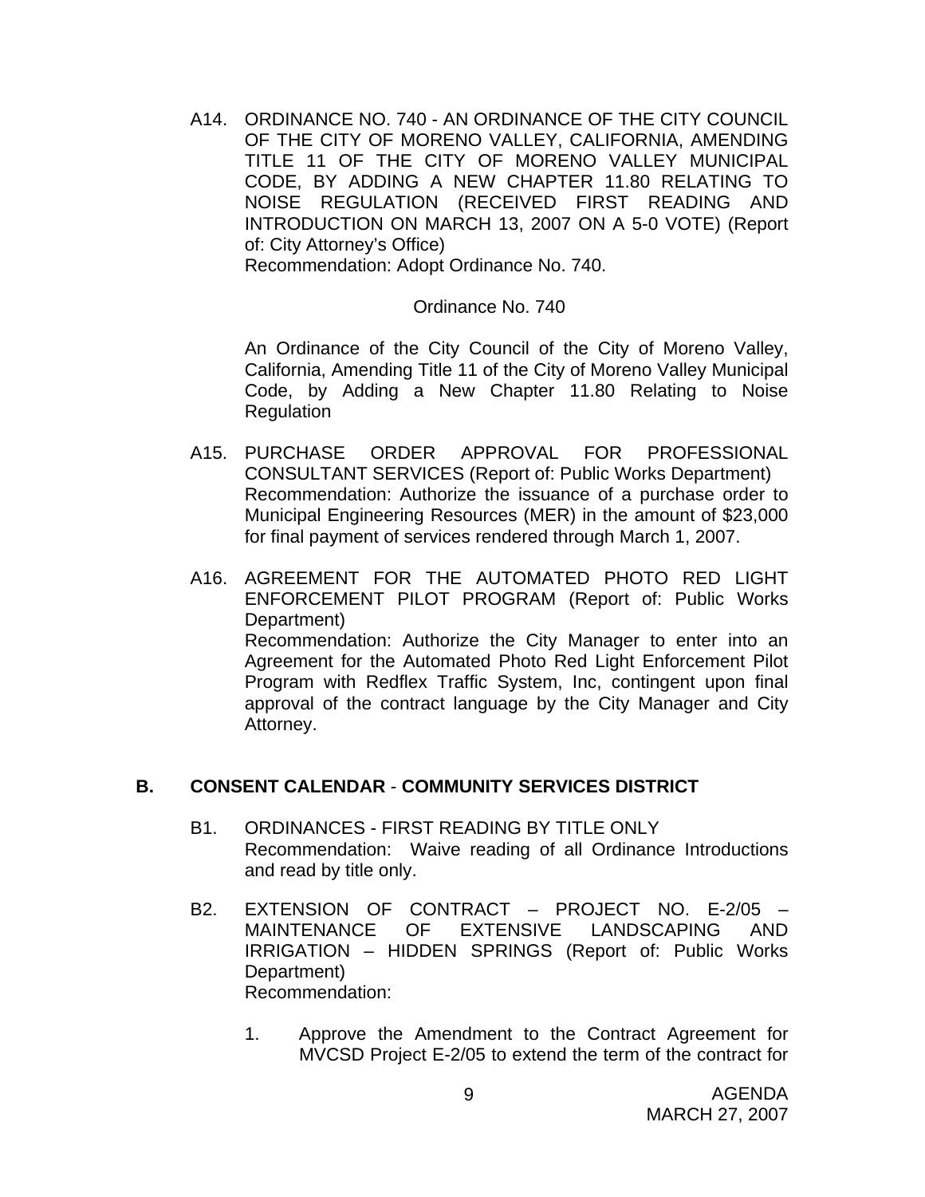A14. ORDINANCE NO. 740 - AN ORDINANCE OF THE CITY COUNCIL OF THE CITY OF MORENO VALLEY, CALIFORNIA, AMENDING TITLE 11 OF THE CITY OF MORENO VALLEY MUNICIPAL CODE, BY ADDING A NEW CHAPTER 11.80 RELATING TO NOISE REGULATION (RECEIVED FIRST READING AND INTRODUCTION ON MARCH 13, 2007 ON A 5-0 VOTE) (Report of: City Attorney's Office)
Recommendation: Adopt Ordinance No. 740.

Ordinance No. 740

An Ordinance of the City Council of the City of Moreno Valley, California, Amending Title 11 of the City of Moreno Valley Municipal Code, by Adding a New Chapter 11.80 Relating to Noise Regulation

A15. PURCHASE ORDER APPROVAL FOR PROFESSIONAL CONSULTANT SERVICES (Report of: Public Works Department)
Recommendation: Authorize the issuance of a purchase order to Municipal Engineering Resources (MER) in the amount of $23,000 for final payment of services rendered through March 1, 2007.

A16. AGREEMENT FOR THE AUTOMATED PHOTO RED LIGHT ENFORCEMENT PILOT PROGRAM (Report of: Public Works Department)
Recommendation: Authorize the City Manager to enter into an Agreement for the Automated Photo Red Light Enforcement Pilot Program with Redflex Traffic System, Inc, contingent upon final approval of the contract language by the City Manager and City Attorney.

## B. CONSENT CALENDAR - COMMUNITY SERVICES DISTRICT

B1. ORDINANCES - FIRST READING BY TITLE ONLY
Recommendation: Waive reading of all Ordinance Introductions and read by title only.

B2. EXTENSION OF CONTRACT – PROJECT NO. E-2/05 – MAINTENANCE OF EXTENSIVE LANDSCAPING AND IRRIGATION – HIDDEN SPRINGS (Report of: Public Works Department)
Recommendation:

1. Approve the Amendment to the Contract Agreement for MVCSD Project E-2/05 to extend the term of the contract for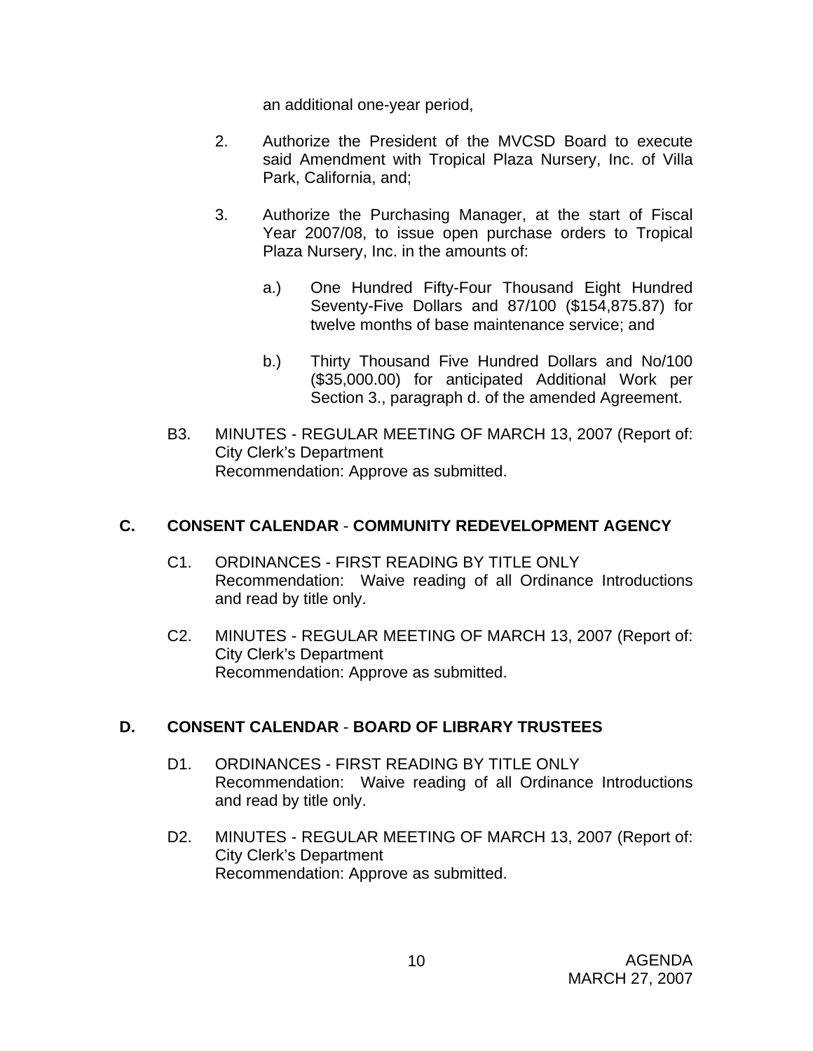an additional one-year period,

2. Authorize the President of the MVCSD Board to execute said Amendment with Tropical Plaza Nursery, Inc. of Villa Park, California, and;

3. Authorize the Purchasing Manager, at the start of Fiscal Year 2007/08, to issue open purchase orders to Tropical Plaza Nursery, Inc. in the amounts of:

   a.) One Hundred Fifty-Four Thousand Eight Hundred Seventy-Five Dollars and 87/100 ($154,875.87) for twelve months of base maintenance service; and

   b.) Thirty Thousand Five Hundred Dollars and No/100 ($35,000.00) for anticipated Additional Work per Section 3., paragraph d. of the amended Agreement.

B3. MINUTES - REGULAR MEETING OF MARCH 13, 2007 (Report of: City Clerk's Department
Recommendation: Approve as submitted.

## C. CONSENT CALENDAR - COMMUNITY REDEVELOPMENT AGENCY

C1. ORDINANCES - FIRST READING BY TITLE ONLY
Recommendation: Waive reading of all Ordinance Introductions and read by title only.

C2. MINUTES - REGULAR MEETING OF MARCH 13, 2007 (Report of: City Clerk's Department
Recommendation: Approve as submitted.

## D. CONSENT CALENDAR - BOARD OF LIBRARY TRUSTEES

D1. ORDINANCES - FIRST READING BY TITLE ONLY
Recommendation: Waive reading of all Ordinance Introductions and read by title only.

D2. MINUTES - REGULAR MEETING OF MARCH 13, 2007 (Report of: City Clerk's Department
Recommendation: Approve as submitted.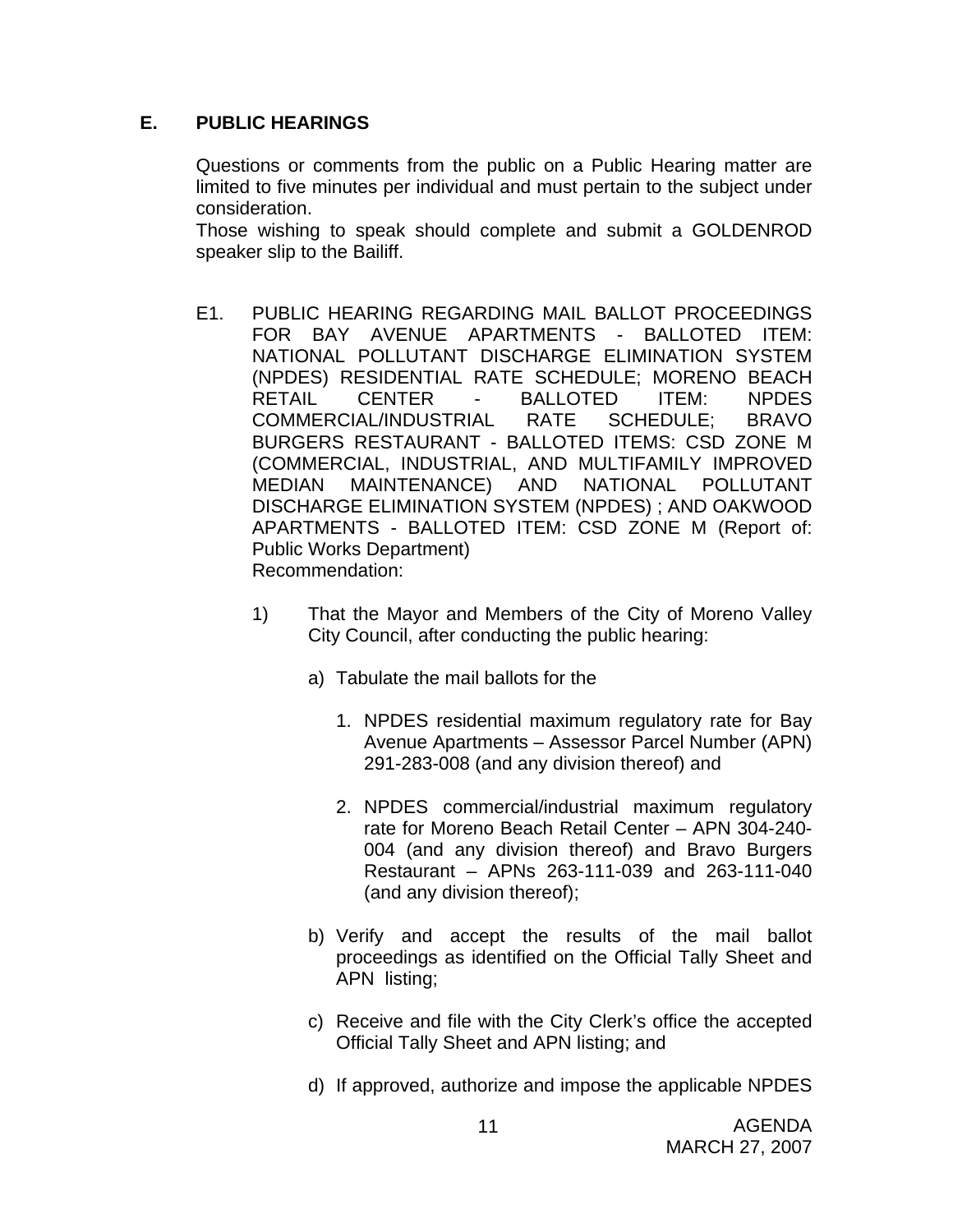## E. PUBLIC HEARINGS

Questions or comments from the public on a Public Hearing matter are limited to five minutes per individual and must pertain to the subject under consideration.

Those wishing to speak should complete and submit a GOLDENROD speaker slip to the Bailiff.

E1. PUBLIC HEARING REGARDING MAIL BALLOT PROCEEDINGS FOR BAY AVENUE APARTMENTS - BALLOTED ITEM: NATIONAL POLLUTANT DISCHARGE ELIMINATION SYSTEM (NPDES) RESIDENTIAL RATE SCHEDULE; MORENO BEACH RETAIL CENTER - BALLOTED ITEM: NPDES COMMERCIAL/INDUSTRIAL RATE SCHEDULE; BRAVO BURGERS RESTAURANT - BALLOTED ITEMS: CSD ZONE M (COMMERCIAL, INDUSTRIAL, AND MULTIFAMILY IMPROVED MEDIAN MAINTENANCE) AND NATIONAL POLLUTANT DISCHARGE ELIMINATION SYSTEM (NPDES) ; AND OAKWOOD APARTMENTS - BALLOTED ITEM: CSD ZONE M (Report of: Public Works Department)
Recommendation:

1) That the Mayor and Members of the City of Moreno Valley City Council, after conducting the public hearing:

   a) Tabulate the mail ballots for the

      1. NPDES residential maximum regulatory rate for Bay Avenue Apartments – Assessor Parcel Number (APN) 291-283-008 (and any division thereof) and

      2. NPDES commercial/industrial maximum regulatory rate for Moreno Beach Retail Center – APN 304-240-004 (and any division thereof) and Bravo Burgers Restaurant – APNs 263-111-039 and 263-111-040 (and any division thereof);

   b) Verify and accept the results of the mail ballot proceedings as identified on the Official Tally Sheet and APN listing;

   c) Receive and file with the City Clerk's office the accepted Official Tally Sheet and APN listing; and

   d) If approved, authorize and impose the applicable NPDES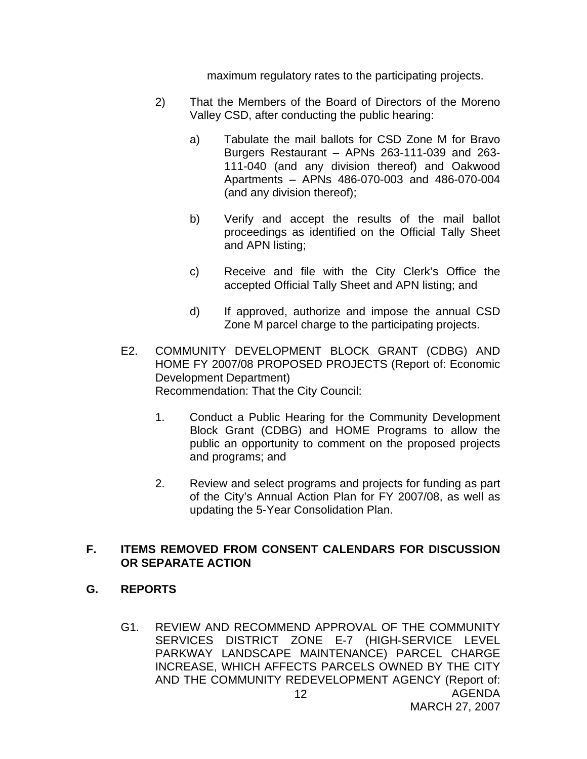maximum regulatory rates to the participating projects.

2) That the Members of the Board of Directors of the Moreno Valley CSD, after conducting the public hearing:

   a) Tabulate the mail ballots for CSD Zone M for Bravo Burgers Restaurant – APNs 263-111-039 and 263-111-040 (and any division thereof) and Oakwood Apartments – APNs 486-070-003 and 486-070-004 (and any division thereof);

   b) Verify and accept the results of the mail ballot proceedings as identified on the Official Tally Sheet and APN listing;

   c) Receive and file with the City Clerk's Office the accepted Official Tally Sheet and APN listing; and

   d) If approved, authorize and impose the annual CSD Zone M parcel charge to the participating projects.

E2. COMMUNITY DEVELOPMENT BLOCK GRANT (CDBG) AND HOME FY 2007/08 PROPOSED PROJECTS (Report of: Economic Development Department)
Recommendation: That the City Council:

1. Conduct a Public Hearing for the Community Development Block Grant (CDBG) and HOME Programs to allow the public an opportunity to comment on the proposed projects and programs; and

2. Review and select programs and projects for funding as part of the City's Annual Action Plan for FY 2007/08, as well as updating the 5-Year Consolidation Plan.

## F. ITEMS REMOVED FROM CONSENT CALENDARS FOR DISCUSSION OR SEPARATE ACTION

## G. REPORTS

G1. REVIEW AND RECOMMEND APPROVAL OF THE COMMUNITY SERVICES DISTRICT ZONE E-7 (HIGH-SERVICE LEVEL PARKWAY LANDSCAPE MAINTENANCE) PARCEL CHARGE INCREASE, WHICH AFFECTS PARCELS OWNED BY THE CITY AND THE COMMUNITY REDEVELOPMENT AGENCY (Report of: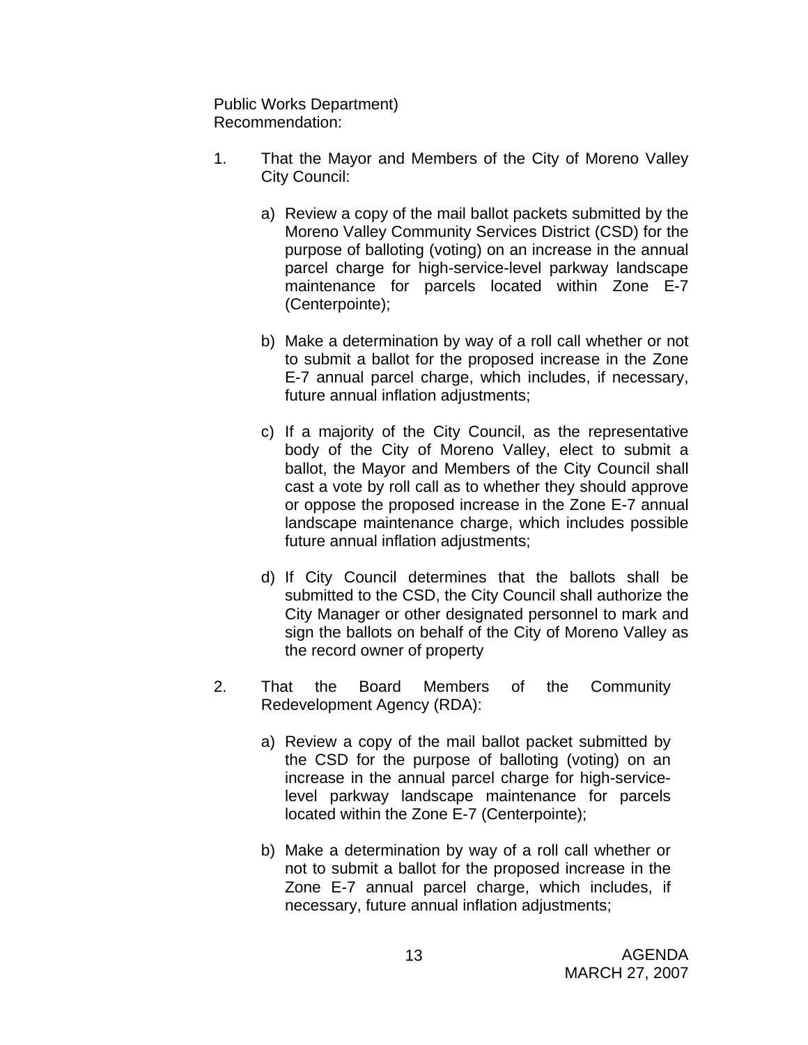Public Works Department)
Recommendation:

1. That the Mayor and Members of the City of Moreno Valley City Council:

   a) Review a copy of the mail ballot packets submitted by the Moreno Valley Community Services District (CSD) for the purpose of balloting (voting) on an increase in the annual parcel charge for high-service-level parkway landscape maintenance for parcels located within Zone E-7 (Centerpointe);

   b) Make a determination by way of a roll call whether or not to submit a ballot for the proposed increase in the Zone E-7 annual parcel charge, which includes, if necessary, future annual inflation adjustments;

   c) If a majority of the City Council, as the representative body of the City of Moreno Valley, elect to submit a ballot, the Mayor and Members of the City Council shall cast a vote by roll call as to whether they should approve or oppose the proposed increase in the Zone E-7 annual landscape maintenance charge, which includes possible future annual inflation adjustments;

   d) If City Council determines that the ballots shall be submitted to the CSD, the City Council shall authorize the City Manager or other designated personnel to mark and sign the ballots on behalf of the City of Moreno Valley as the record owner of property

2. That the Board Members of the Community Redevelopment Agency (RDA):

   a) Review a copy of the mail ballot packet submitted by the CSD for the purpose of balloting (voting) on an increase in the annual parcel charge for high-service-level parkway landscape maintenance for parcels located within the Zone E-7 (Centerpointe);

   b) Make a determination by way of a roll call whether or not to submit a ballot for the proposed increase in the Zone E-7 annual parcel charge, which includes, if necessary, future annual inflation adjustments;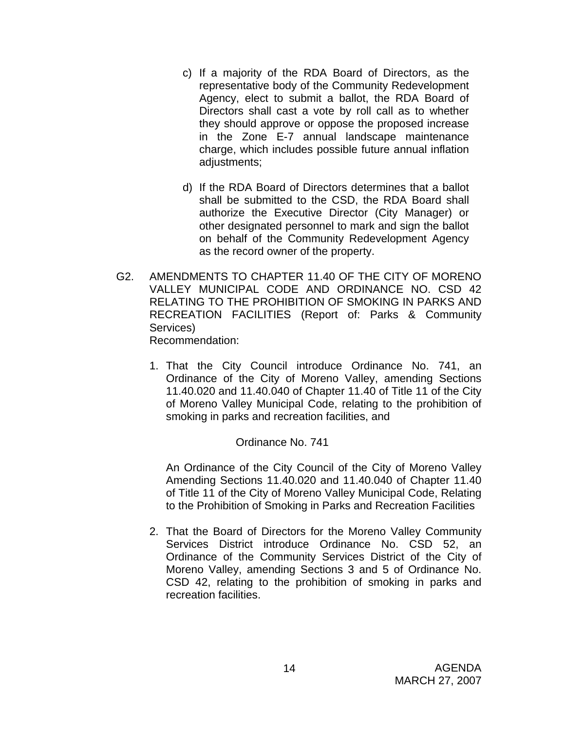c) If a majority of the RDA Board of Directors, as the representative body of the Community Redevelopment Agency, elect to submit a ballot, the RDA Board of Directors shall cast a vote by roll call as to whether they should approve or oppose the proposed increase in the Zone E-7 annual landscape maintenance charge, which includes possible future annual inflation adjustments;

d) If the RDA Board of Directors determines that a ballot shall be submitted to the CSD, the RDA Board shall authorize the Executive Director (City Manager) or other designated personnel to mark and sign the ballot on behalf of the Community Redevelopment Agency as the record owner of the property.

G2. AMENDMENTS TO CHAPTER 11.40 OF THE CITY OF MORENO VALLEY MUNICIPAL CODE AND ORDINANCE NO. CSD 42 RELATING TO THE PROHIBITION OF SMOKING IN PARKS AND RECREATION FACILITIES (Report of: Parks & Community Services)
Recommendation:

1. That the City Council introduce Ordinance No. 741, an Ordinance of the City of Moreno Valley, amending Sections 11.40.020 and 11.40.040 of Chapter 11.40 of Title 11 of the City of Moreno Valley Municipal Code, relating to the prohibition of smoking in parks and recreation facilities, and

   Ordinance No. 741

   An Ordinance of the City Council of the City of Moreno Valley Amending Sections 11.40.020 and 11.40.040 of Chapter 11.40 of Title 11 of the City of Moreno Valley Municipal Code, Relating to the Prohibition of Smoking in Parks and Recreation Facilities

2. That the Board of Directors for the Moreno Valley Community Services District introduce Ordinance No. CSD 52, an Ordinance of the Community Services District of the City of Moreno Valley, amending Sections 3 and 5 of Ordinance No. CSD 42, relating to the prohibition of smoking in parks and recreation facilities.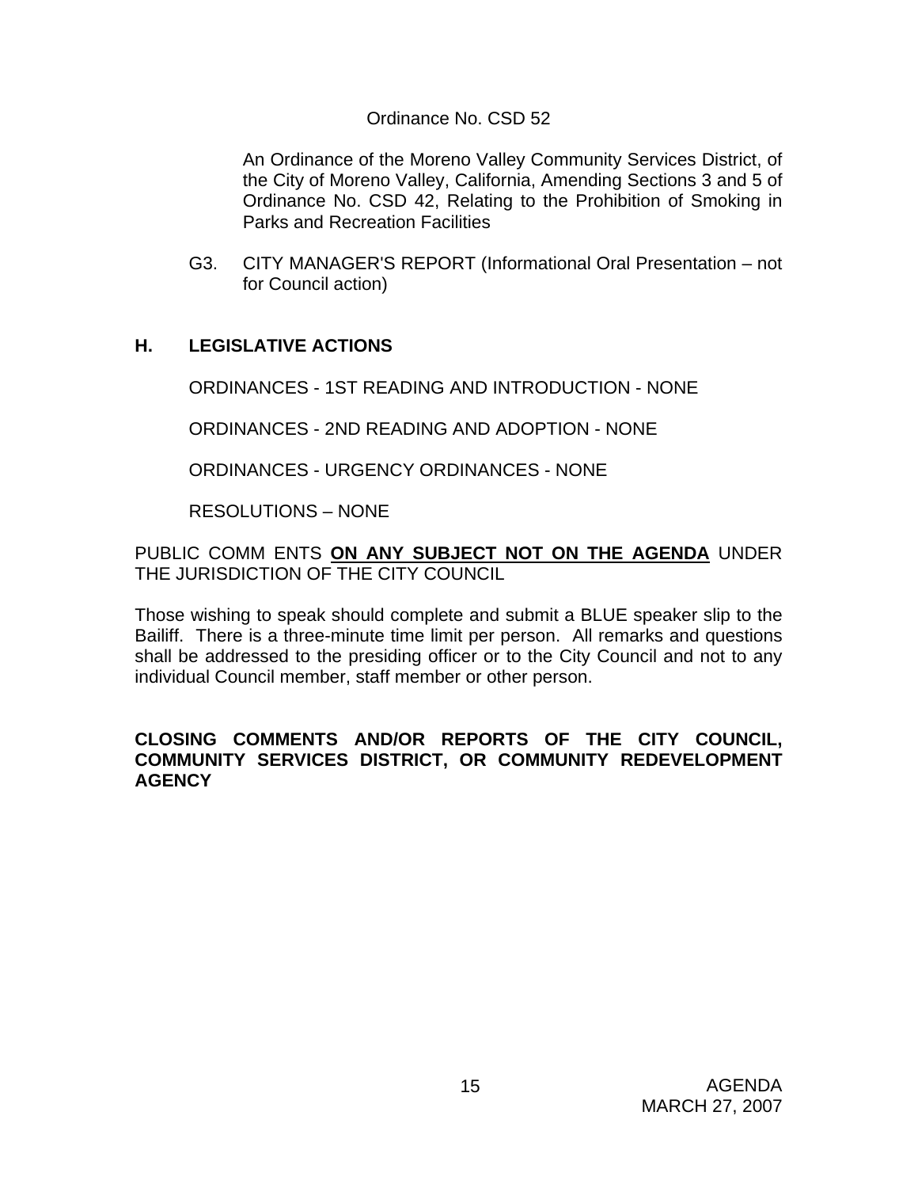Ordinance No. CSD 52

An Ordinance of the Moreno Valley Community Services District, of the City of Moreno Valley, California, Amending Sections 3 and 5 of Ordinance No. CSD 42, Relating to the Prohibition of Smoking in Parks and Recreation Facilities

G3. CITY MANAGER'S REPORT (Informational Oral Presentation – not for Council action)

## H. LEGISLATIVE ACTIONS

ORDINANCES - 1ST READING AND INTRODUCTION - NONE

ORDINANCES - 2ND READING AND ADOPTION - NONE

ORDINANCES - URGENCY ORDINANCES - NONE

RESOLUTIONS – NONE

PUBLIC COMM ENTS **ON ANY SUBJECT NOT ON THE AGENDA** UNDER THE JURISDICTION OF THE CITY COUNCIL

Those wishing to speak should complete and submit a BLUE speaker slip to the Bailiff. There is a three-minute time limit per person. All remarks and questions shall be addressed to the presiding officer or to the City Council and not to any individual Council member, staff member or other person.

**CLOSING COMMENTS AND/OR REPORTS OF THE CITY COUNCIL, COMMUNITY SERVICES DISTRICT, OR COMMUNITY REDEVELOPMENT AGENCY**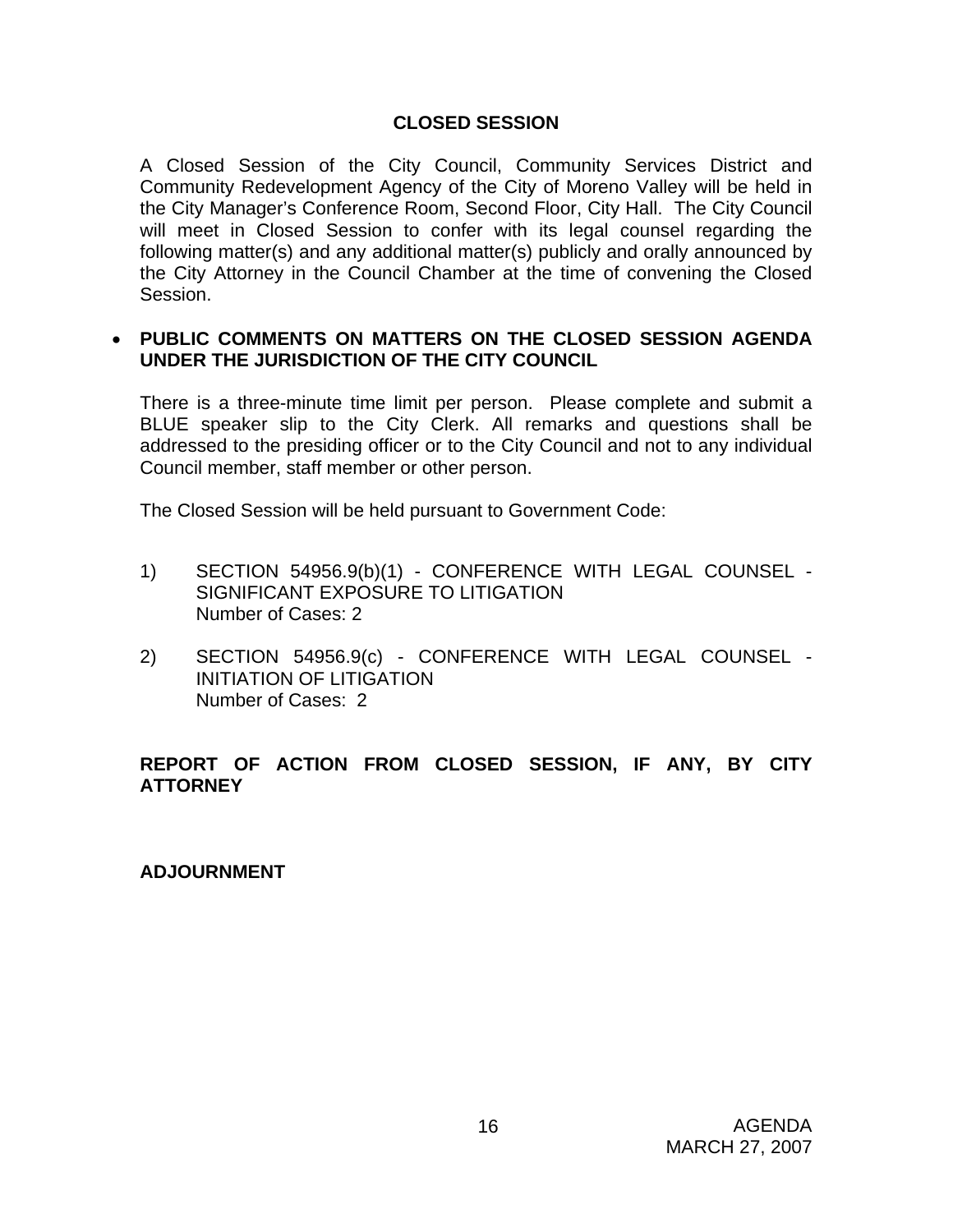## CLOSED SESSION

A Closed Session of the City Council, Community Services District and Community Redevelopment Agency of the City of Moreno Valley will be held in the City Manager's Conference Room, Second Floor, City Hall. The City Council will meet in Closed Session to confer with its legal counsel regarding the following matter(s) and any additional matter(s) publicly and orally announced by the City Attorney in the Council Chamber at the time of convening the Closed Session.

- **PUBLIC COMMENTS ON MATTERS ON THE CLOSED SESSION AGENDA UNDER THE JURISDICTION OF THE CITY COUNCIL**

There is a three-minute time limit per person. Please complete and submit a BLUE speaker slip to the City Clerk. All remarks and questions shall be addressed to the presiding officer or to the City Council and not to any individual Council member, staff member or other person.

The Closed Session will be held pursuant to Government Code:

1) SECTION 54956.9(b)(1) - CONFERENCE WITH LEGAL COUNSEL - SIGNIFICANT EXPOSURE TO LITIGATION
   Number of Cases: 2

2) SECTION 54956.9(c) - CONFERENCE WITH LEGAL COUNSEL - INITIATION OF LITIGATION
   Number of Cases: 2

**REPORT OF ACTION FROM CLOSED SESSION, IF ANY, BY CITY ATTORNEY**

**ADJOURNMENT**